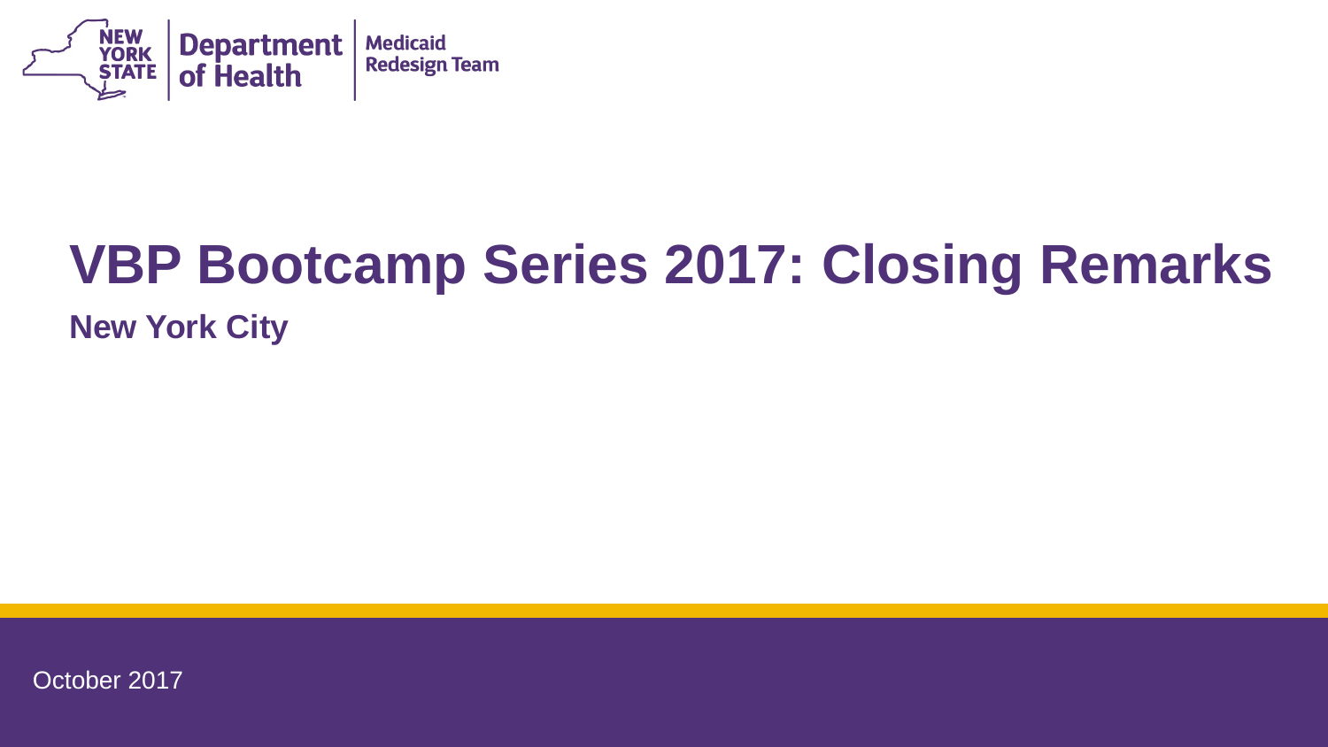New York State Department of Health | Medicaid Redesign Team

# VBP Bootcamp Series 2017: Closing Remarks

## New York City

October 2017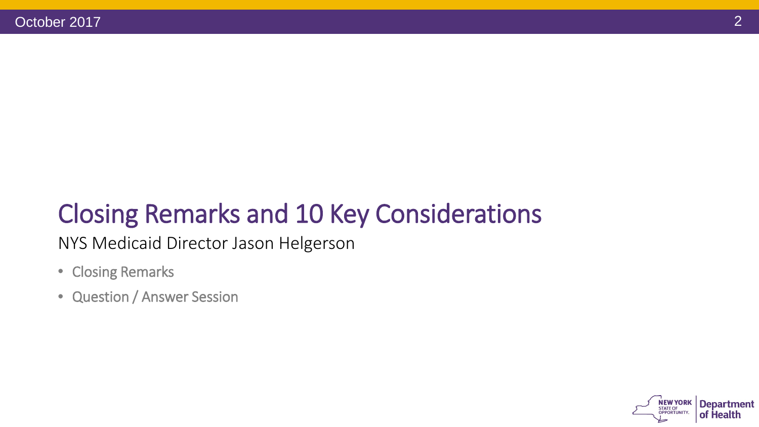# Closing Remarks and 10 Key Considerations

NYS Medicaid Director Jason Helgerson

- Closing Remarks
- Question / Answer Session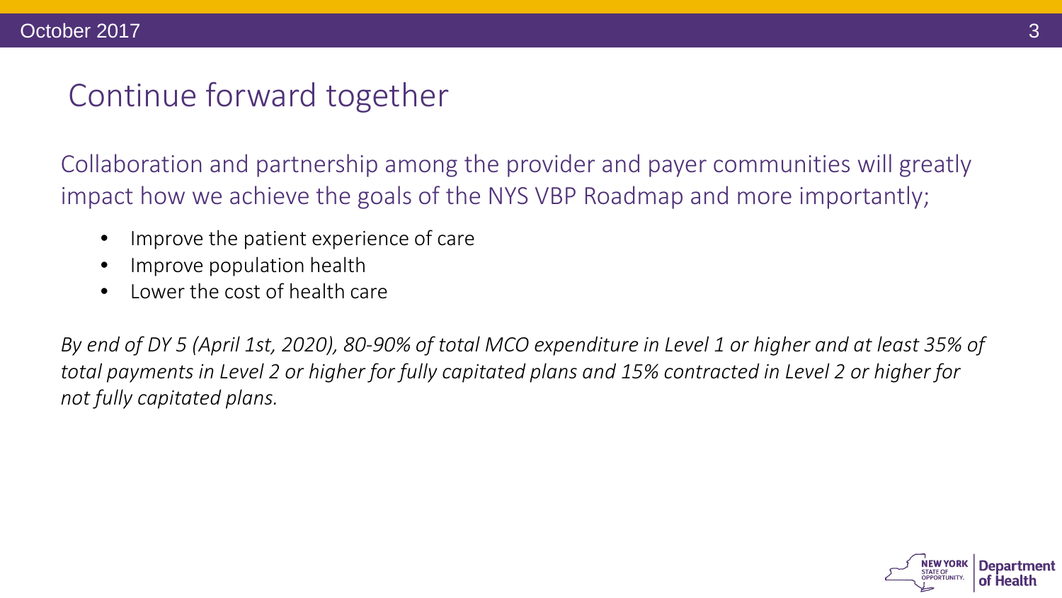# Continue forward together

Collaboration and partnership among the provider and payer communities will greatly impact how we achieve the goals of the NYS VBP Roadmap and more importantly;

- Improve the patient experience of care
- Improve population health
- Lower the cost of health care

*By end of DY 5 (April 1st, 2020), 80-90% of total MCO expenditure in Level 1 or higher and at least 35% of total payments in Level 2 or higher for fully capitated plans and 15% contracted in Level 2 or higher for not fully capitated plans.*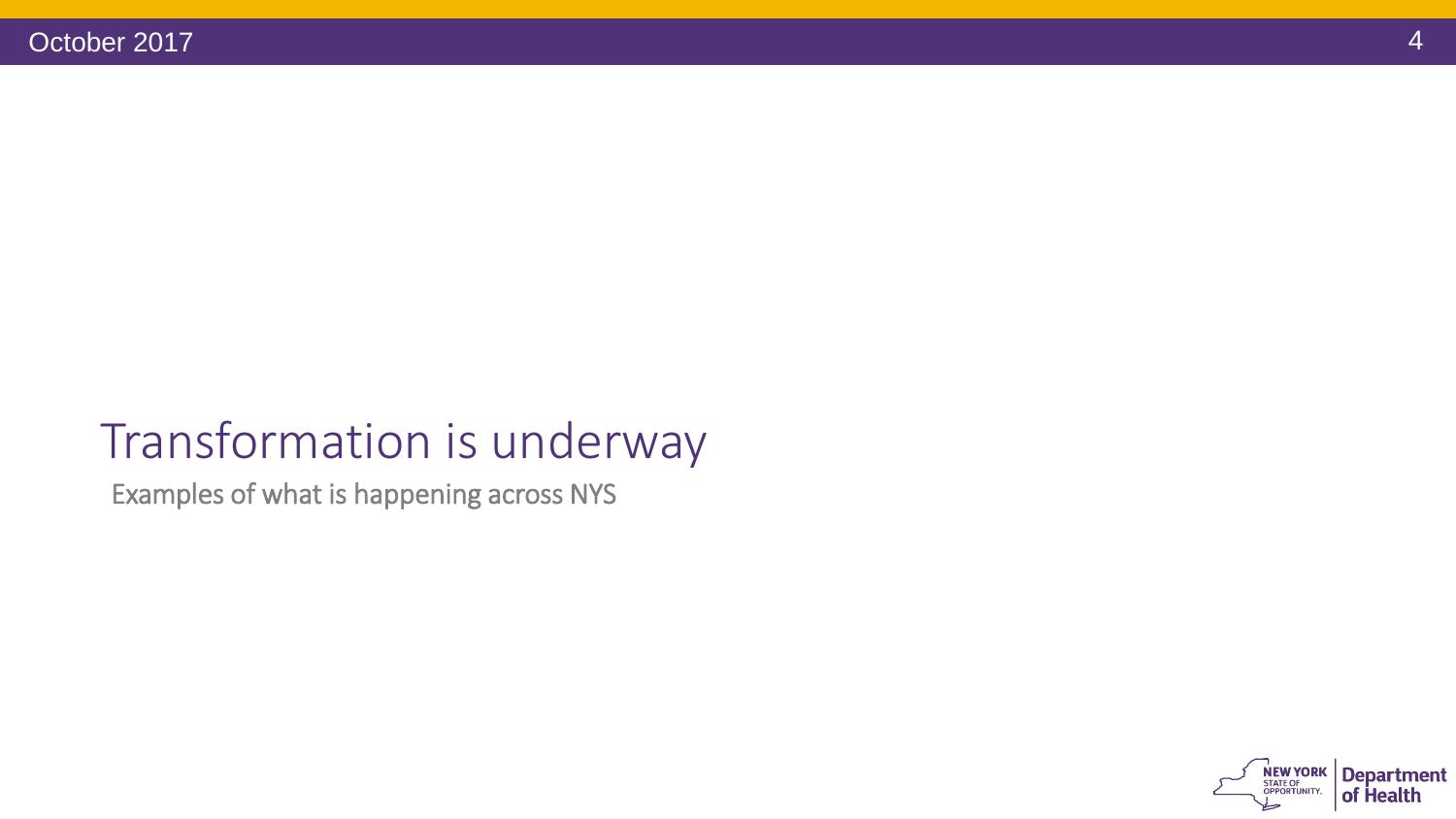# Transformation is underway

Examples of what is happening across NYS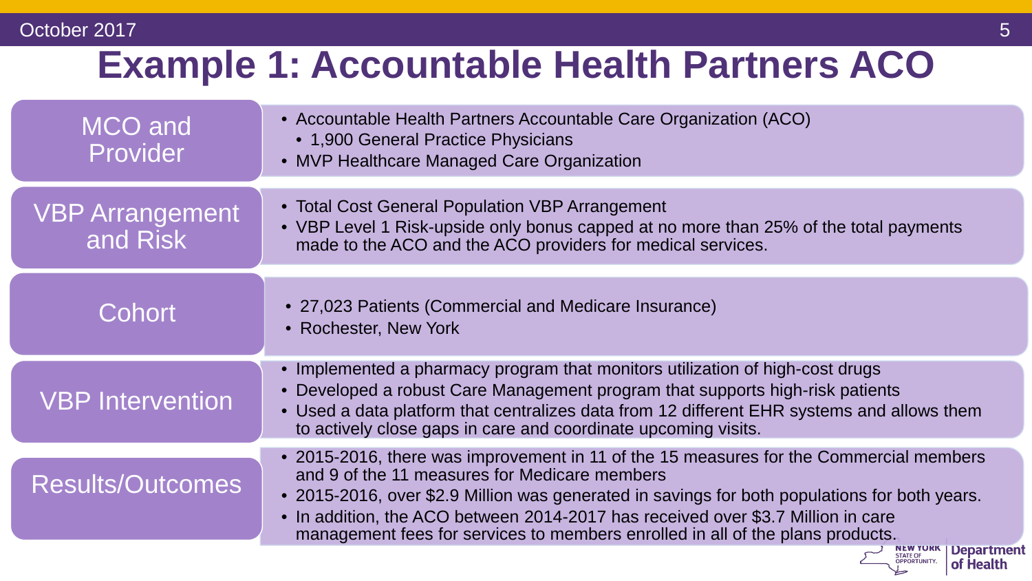# Example 1: Accountable Health Partners ACO

## MCO and Provider

- Accountable Health Partners Accountable Care Organization (ACO)
  - 1,900 General Practice Physicians
- MVP Healthcare Managed Care Organization

## VBP Arrangement and Risk

- Total Cost General Population VBP Arrangement
- VBP Level 1 Risk-upside only bonus capped at no more than 25% of the total payments made to the ACO and the ACO providers for medical services.

## Cohort

- 27,023 Patients (Commercial and Medicare Insurance)
- Rochester, New York

## VBP Intervention

- Implemented a pharmacy program that monitors utilization of high-cost drugs
- Developed a robust Care Management program that supports high-risk patients
- Used a data platform that centralizes data from 12 different EHR systems and allows them to actively close gaps in care and coordinate upcoming visits.

## Results/Outcomes

- 2015-2016, there was improvement in 11 of the 15 measures for the Commercial members and 9 of the 11 measures for Medicare members
- 2015-2016, over $2.9 Million was generated in savings for both populations for both years.
- In addition, the ACO between 2014-2017 has received over $3.7 Million in care management fees for services to members enrolled in all of the plans products.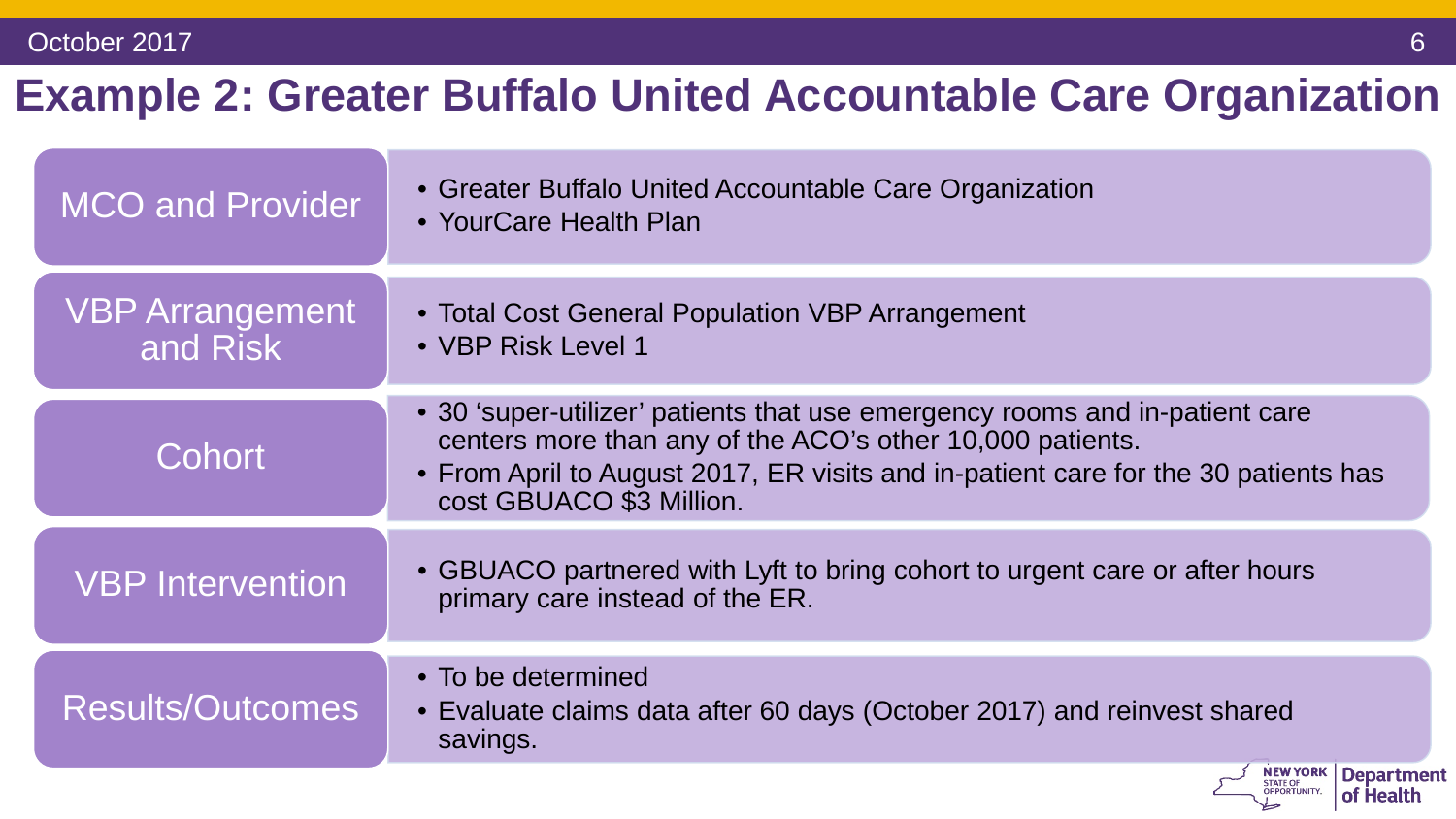# Example 2: Greater Buffalo United Accountable Care Organization

| | |
|---|---|
| MCO and Provider | • Greater Buffalo United Accountable Care Organization<br>• YourCare Health Plan |
| VBP Arrangement and Risk | • Total Cost General Population VBP Arrangement<br>• VBP Risk Level 1 |
| Cohort | • 30 'super-utilizer' patients that use emergency rooms and in-patient care centers more than any of the ACO's other 10,000 patients.<br>• From April to August 2017, ER visits and in-patient care for the 30 patients has cost GBUACO $3 Million. |
| VBP Intervention | • GBUACO partnered with Lyft to bring cohort to urgent care or after hours primary care instead of the ER. |
| Results/Outcomes | • To be determined<br>• Evaluate claims data after 60 days (October 2017) and reinvest shared savings. |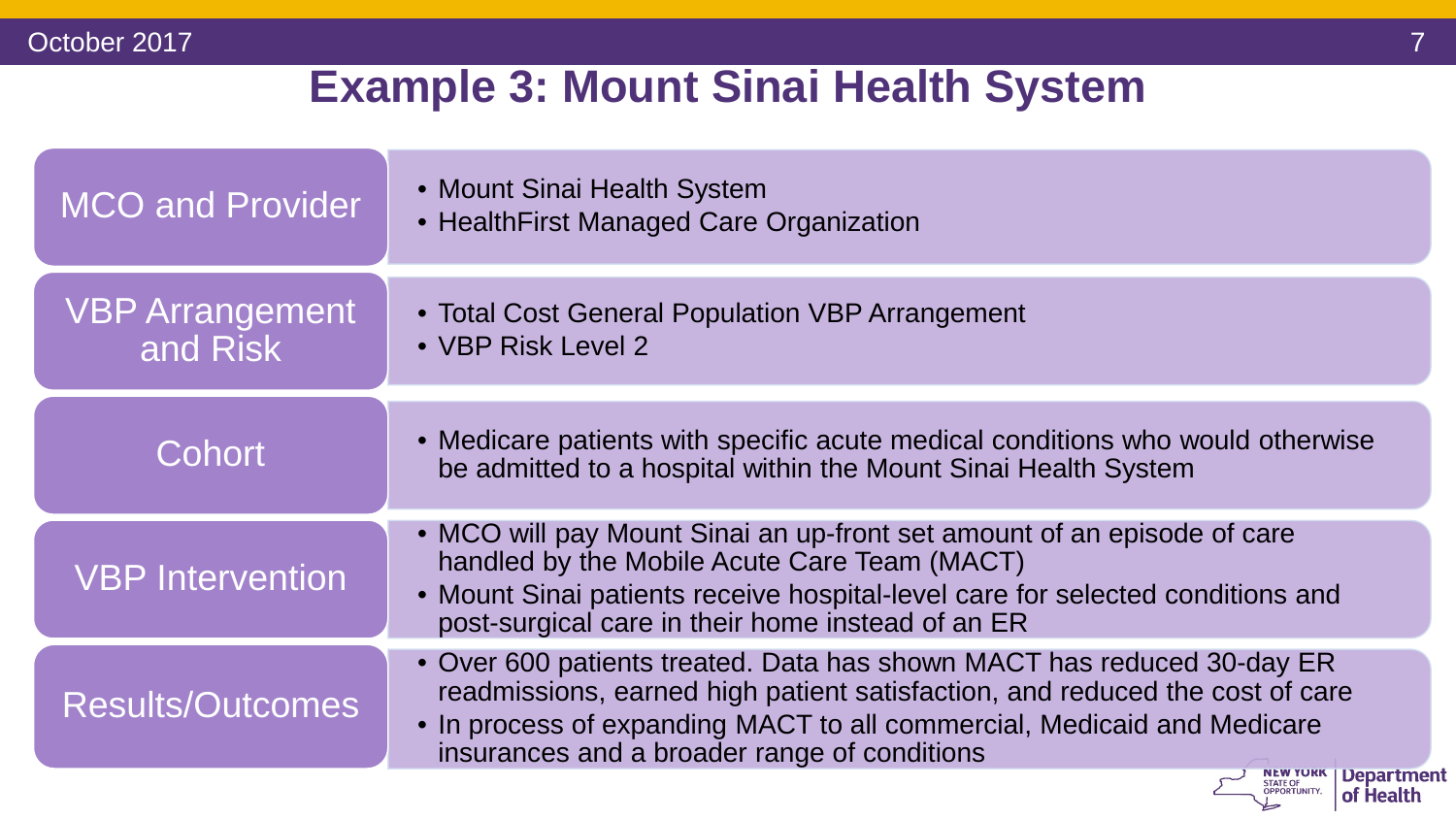# Example 3: Mount Sinai Health System

| | |
|---|---|
| MCO and Provider | • Mount Sinai Health System<br>• HealthFirst Managed Care Organization |
| VBP Arrangement and Risk | • Total Cost General Population VBP Arrangement<br>• VBP Risk Level 2 |
| Cohort | • Medicare patients with specific acute medical conditions who would otherwise be admitted to a hospital within the Mount Sinai Health System |
| VBP Intervention | • MCO will pay Mount Sinai an up-front set amount of an episode of care handled by the Mobile Acute Care Team (MACT)<br>• Mount Sinai patients receive hospital-level care for selected conditions and post-surgical care in their home instead of an ER |
| Results/Outcomes | • Over 600 patients treated. Data has shown MACT has reduced 30-day ER readmissions, earned high patient satisfaction, and reduced the cost of care<br>• In process of expanding MACT to all commercial, Medicaid and Medicare insurances and a broader range of conditions |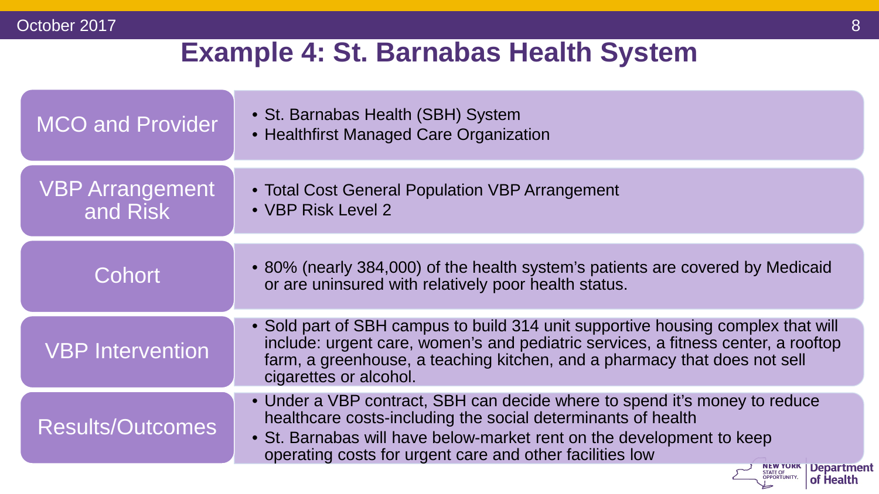# Example 4: St. Barnabas Health System

| | |
|---|---|
| MCO and Provider | • St. Barnabas Health (SBH) System<br>• Healthfirst Managed Care Organization |
| VBP Arrangement and Risk | • Total Cost General Population VBP Arrangement<br>• VBP Risk Level 2 |
| Cohort | • 80% (nearly 384,000) of the health system's patients are covered by Medicaid or are uninsured with relatively poor health status. |
| VBP Intervention | • Sold part of SBH campus to build 314 unit supportive housing complex that will include: urgent care, women's and pediatric services, a fitness center, a rooftop farm, a greenhouse, a teaching kitchen, and a pharmacy that does not sell cigarettes or alcohol. |
| Results/Outcomes | • Under a VBP contract, SBH can decide where to spend it's money to reduce healthcare costs-including the social determinants of health<br>• St. Barnabas will have below-market rent on the development to keep operating costs for urgent care and other facilities low |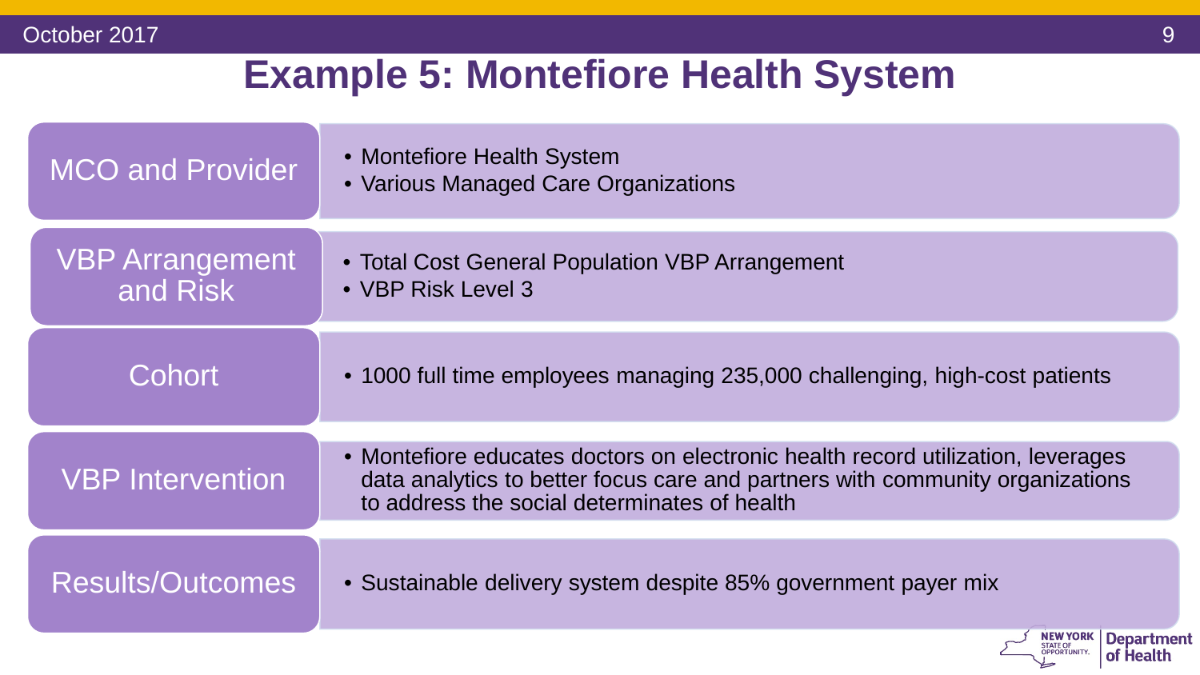# Example 5: Montefiore Health System

| | |
|---|---|
| MCO and Provider | • Montefiore Health System<br>• Various Managed Care Organizations |
| VBP Arrangement and Risk | • Total Cost General Population VBP Arrangement<br>• VBP Risk Level 3 |
| Cohort | • 1000 full time employees managing 235,000 challenging, high-cost patients |
| VBP Intervention | • Montefiore educates doctors on electronic health record utilization, leverages data analytics to better focus care and partners with community organizations to address the social determinates of health |
| Results/Outcomes | • Sustainable delivery system despite 85% government payer mix |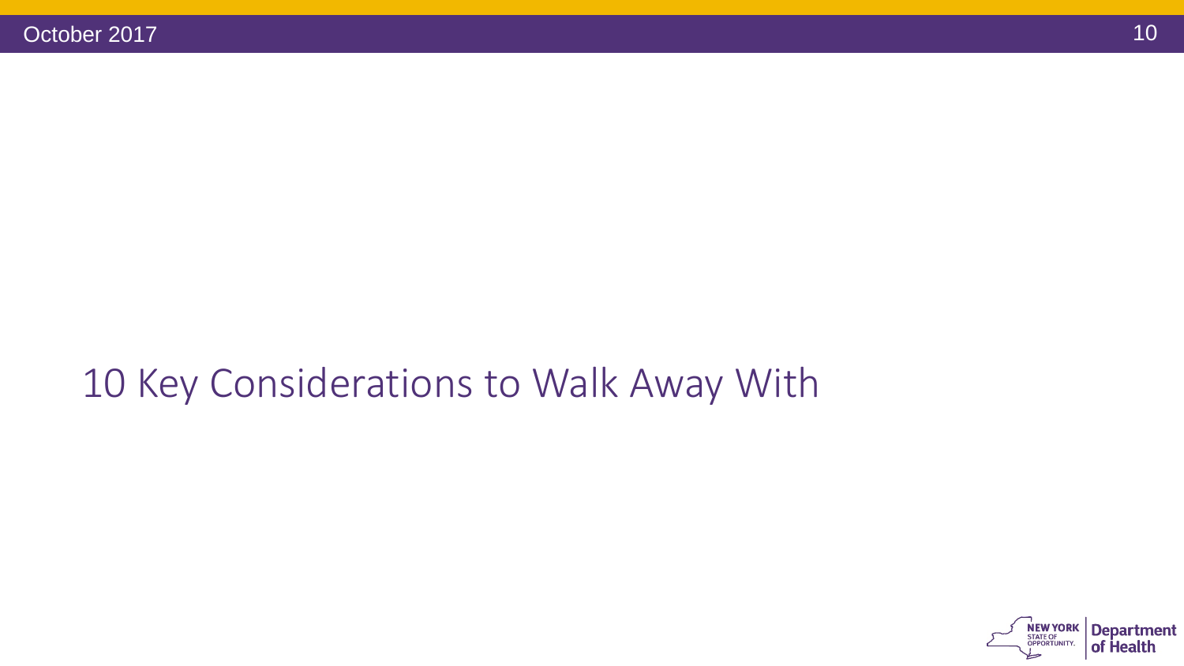# 10 Key Considerations to Walk Away With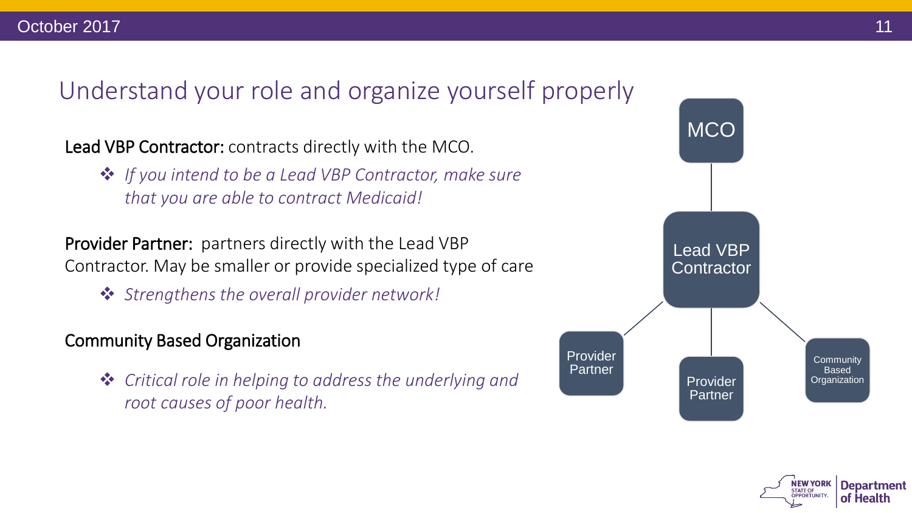# Understand your role and organize yourself properly

**Lead VBP Contractor:** contracts directly with the MCO.

- *If you intend to be a Lead VBP Contractor, make sure that you are able to contract Medicaid!*

**Provider Partner:** partners directly with the Lead VBP Contractor. May be smaller or provide specialized type of care

- *Strengthens the overall provider network!*

**Community Based Organization**

- *Critical role in helping to address the underlying and root causes of poor health.*

MCO

Lead VBP Contractor

Provider Partner

Provider Partner

Community Based Organization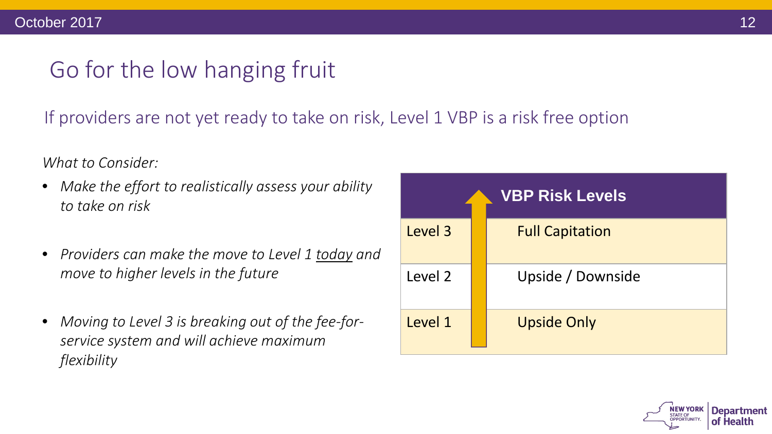# Go for the low hanging fruit

## If providers are not yet ready to take on risk, Level 1 VBP is a risk free option

*What to Consider:*

- *Make the effort to realistically assess your ability to take on risk*
- *Providers can make the move to Level 1 today and move to higher levels in the future*
- *Moving to Level 3 is breaking out of the fee-for-service system and will achieve maximum flexibility*

| | VBP Risk Levels |
|---|---|
| Level 3 | Full Capitation |
| Level 2 | Upside / Downside |
| Level 1 | Upside Only |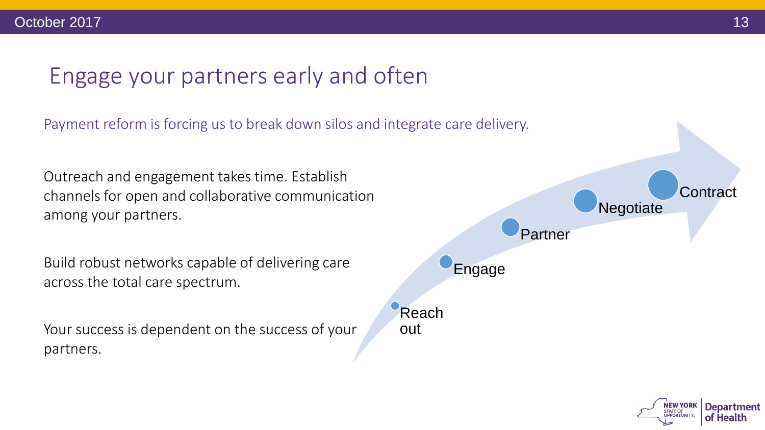# Engage your partners early and often

Payment reform is forcing us to break down silos and integrate care delivery.

Outreach and engagement takes time. Establish channels for open and collaborative communication among your partners.

Build robust networks capable of delivering care across the total care spectrum.

Your success is dependent on the success of your partners.

Reach out → Engage → Partner → Negotiate → Contract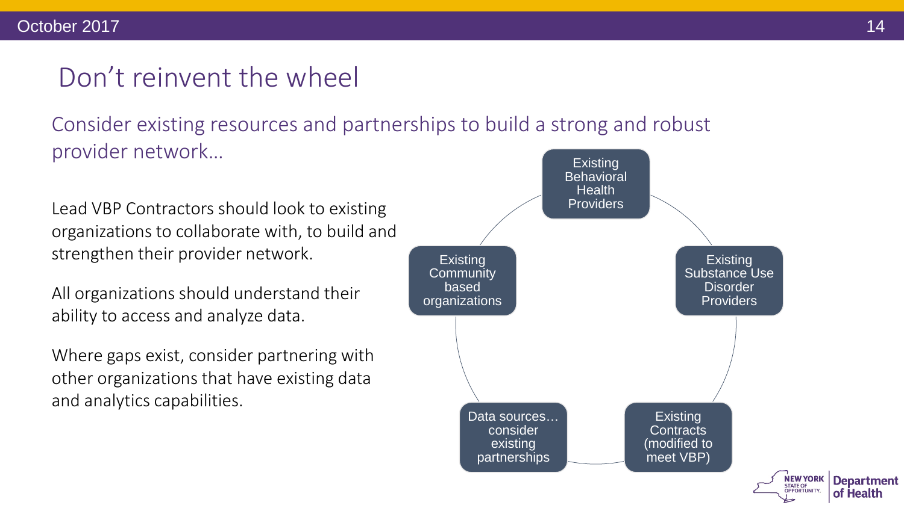# Don't reinvent the wheel

## Consider existing resources and partnerships to build a strong and robust provider network…

Lead VBP Contractors should look to existing organizations to collaborate with, to build and strengthen their provider network.

All organizations should understand their ability to access and analyze data.

Where gaps exist, consider partnering with other organizations that have existing data and analytics capabilities.

- Existing Behavioral Health Providers
- Existing Substance Use Disorder Providers
- Existing Contracts (modified to meet VBP)
- Data sources… consider existing partnerships
- Existing Community based organizations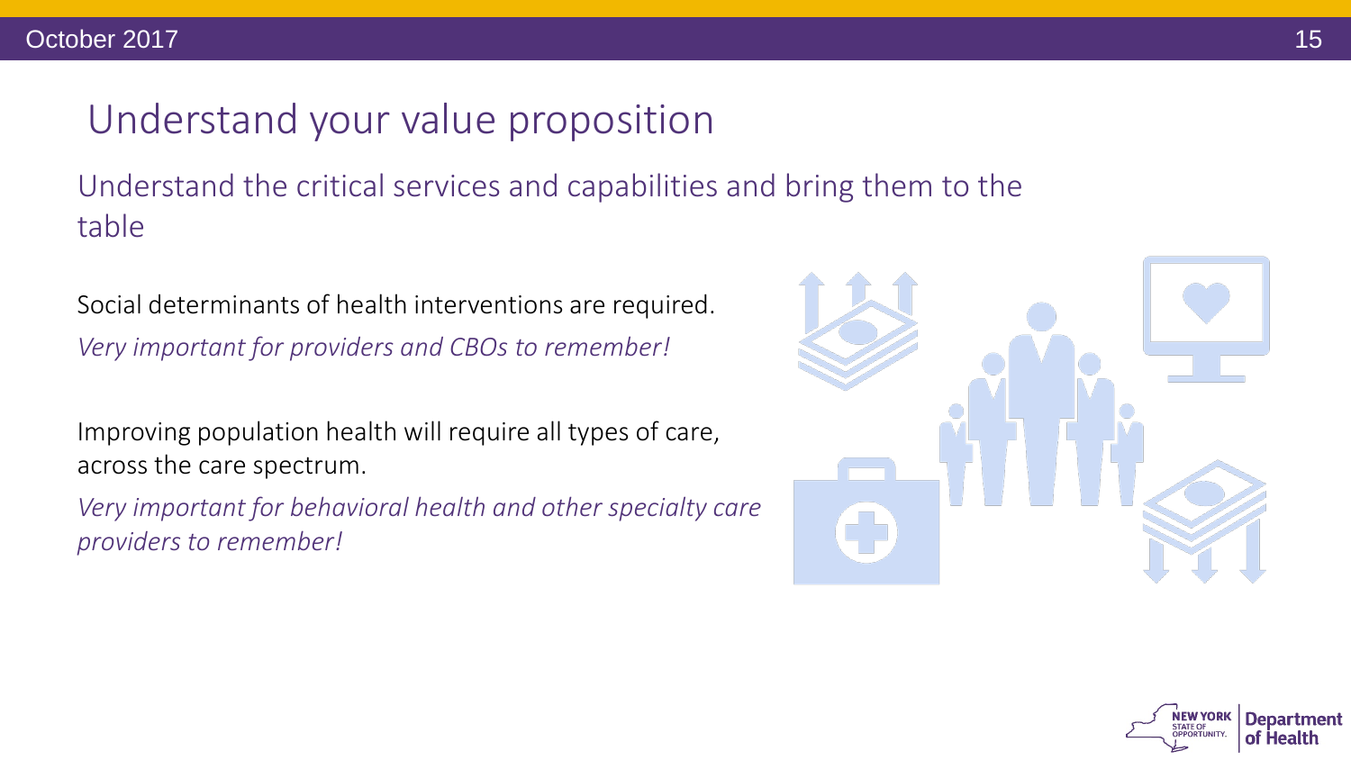# Understand your value proposition

## Understand the critical services and capabilities and bring them to the table

Social determinants of health interventions are required.

*Very important for providers and CBOs to remember!*

Improving population health will require all types of care, across the care spectrum.

*Very important for behavioral health and other specialty care providers to remember!*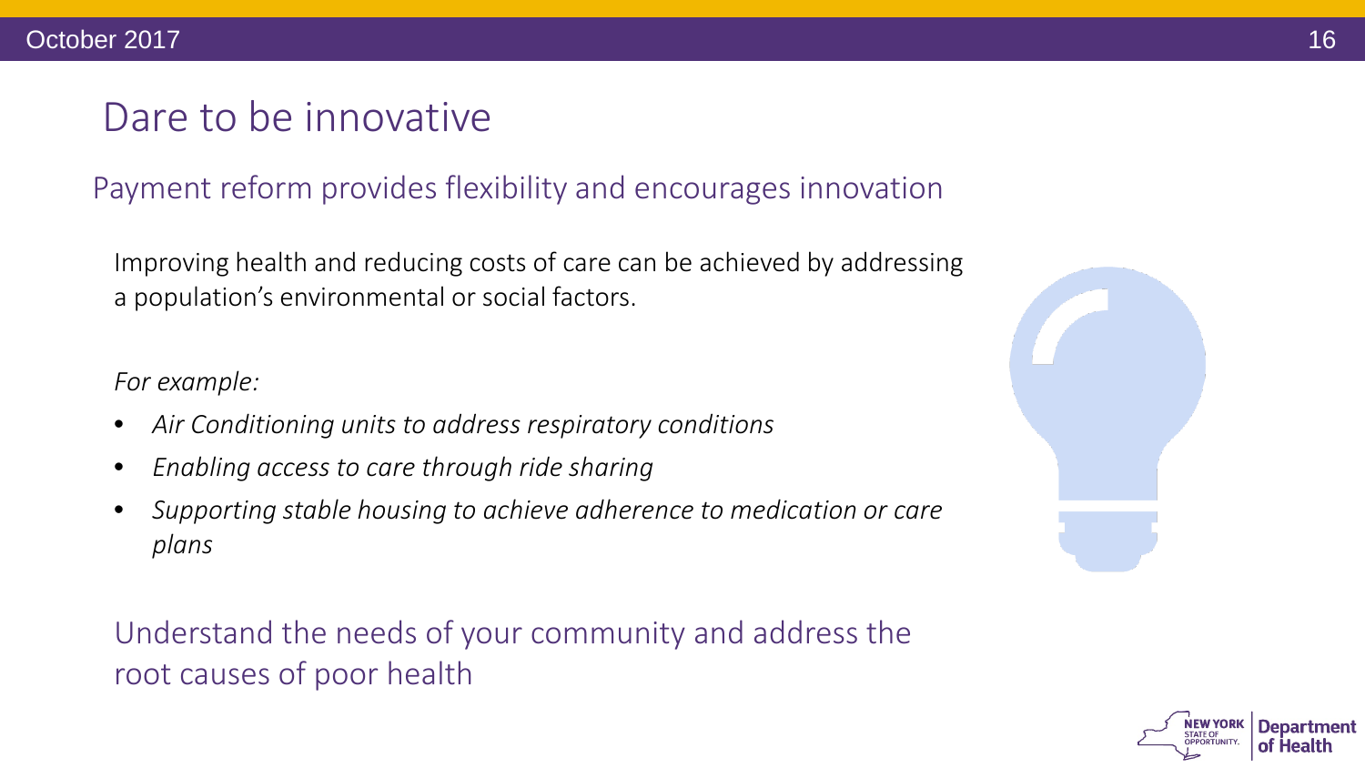# Dare to be innovative

## Payment reform provides flexibility and encourages innovation

Improving health and reducing costs of care can be achieved by addressing a population's environmental or social factors.

*For example:*

- *Air Conditioning units to address respiratory conditions*
- *Enabling access to care through ride sharing*
- *Supporting stable housing to achieve adherence to medication or care plans*

Understand the needs of your community and address the root causes of poor health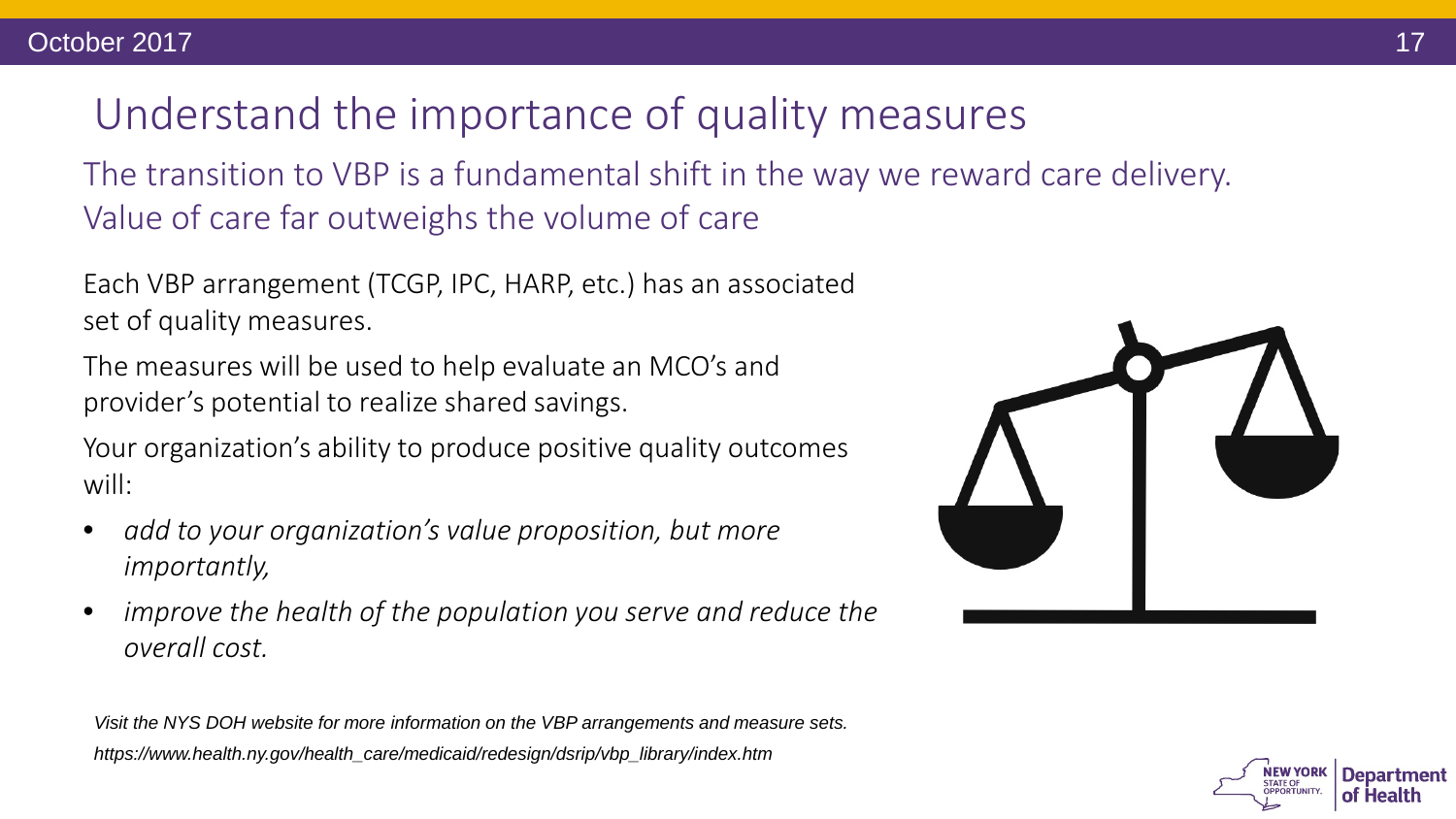# Understand the importance of quality measures

## The transition to VBP is a fundamental shift in the way we reward care delivery. Value of care far outweighs the volume of care

Each VBP arrangement (TCGP, IPC, HARP, etc.) has an associated set of quality measures.

The measures will be used to help evaluate an MCO's and provider's potential to realize shared savings.

Your organization's ability to produce positive quality outcomes will:

- *add to your organization's value proposition, but more importantly,*
- *improve the health of the population you serve and reduce the overall cost.*

*Visit the NYS DOH website for more information on the VBP arrangements and measure sets.*
*https://www.health.ny.gov/health_care/medicaid/redesign/dsrip/vbp_library/index.htm*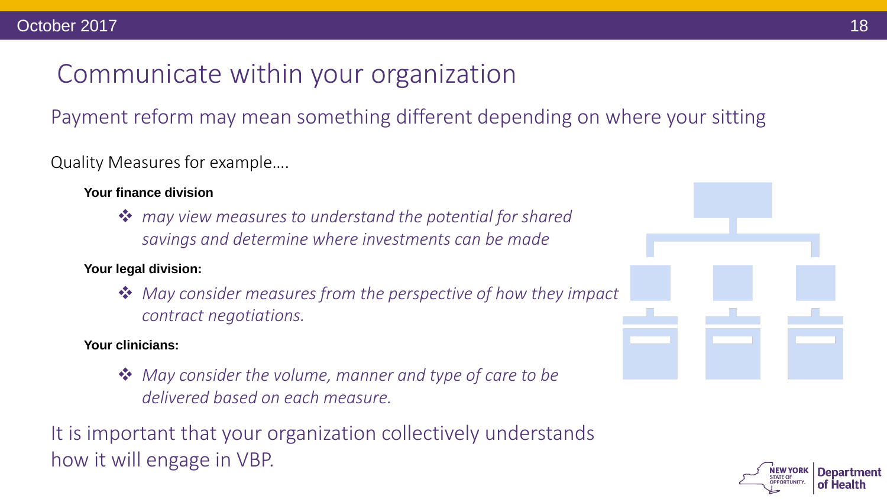# Communicate within your organization

## Payment reform may mean something different depending on where your sitting

Quality Measures for example….

**Your finance division**

- *may view measures to understand the potential for shared savings and determine where investments can be made*

**Your legal division:**

- *May consider measures from the perspective of how they impact contract negotiations.*

**Your clinicians:**

- *May consider the volume, manner and type of care to be delivered based on each measure.*

It is important that your organization collectively understands how it will engage in VBP.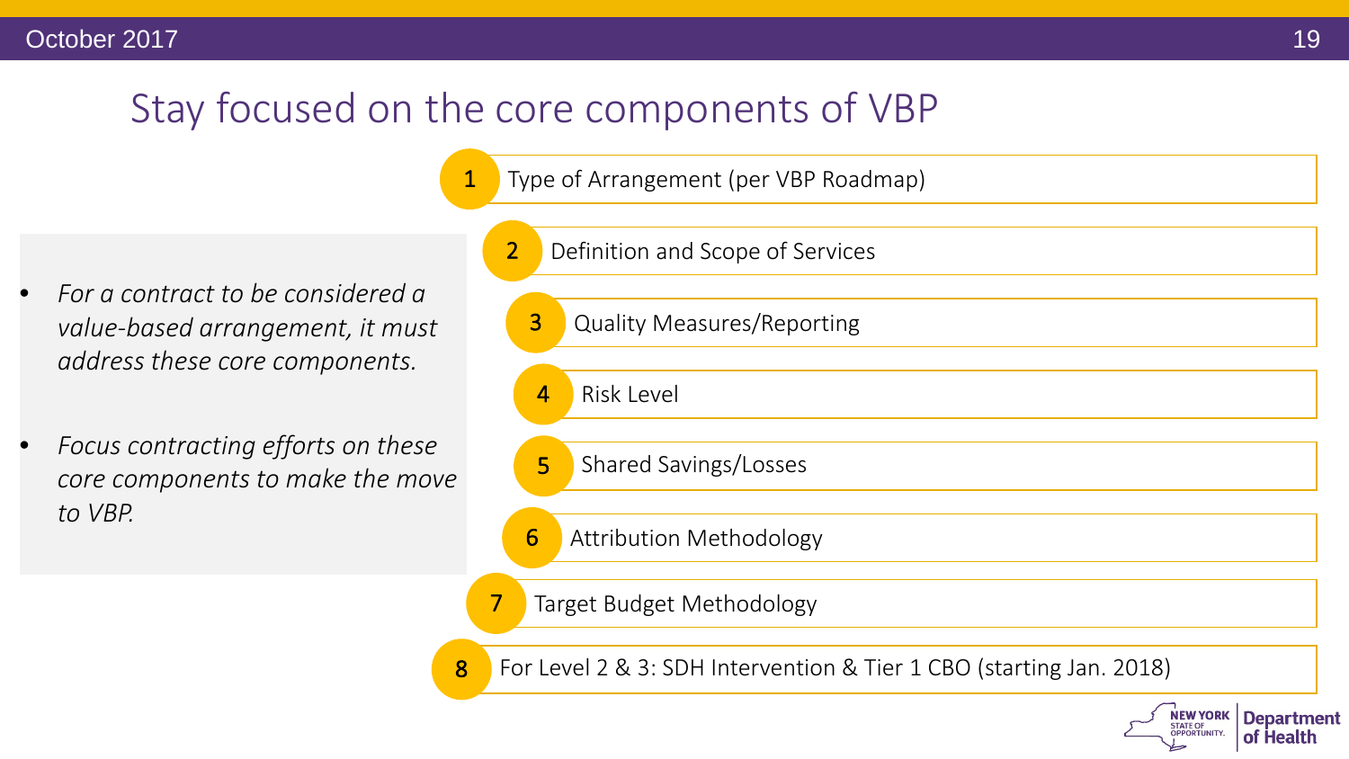# Stay focused on the core components of VBP

- *For a contract to be considered a value-based arrangement, it must address these core components.*
- *Focus contracting efforts on these core components to make the move to VBP.*

1. Type of Arrangement (per VBP Roadmap)
2. Definition and Scope of Services
3. Quality Measures/Reporting
4. Risk Level
5. Shared Savings/Losses
6. Attribution Methodology
7. Target Budget Methodology
8. For Level 2 & 3: SDH Intervention & Tier 1 CBO (starting Jan. 2018)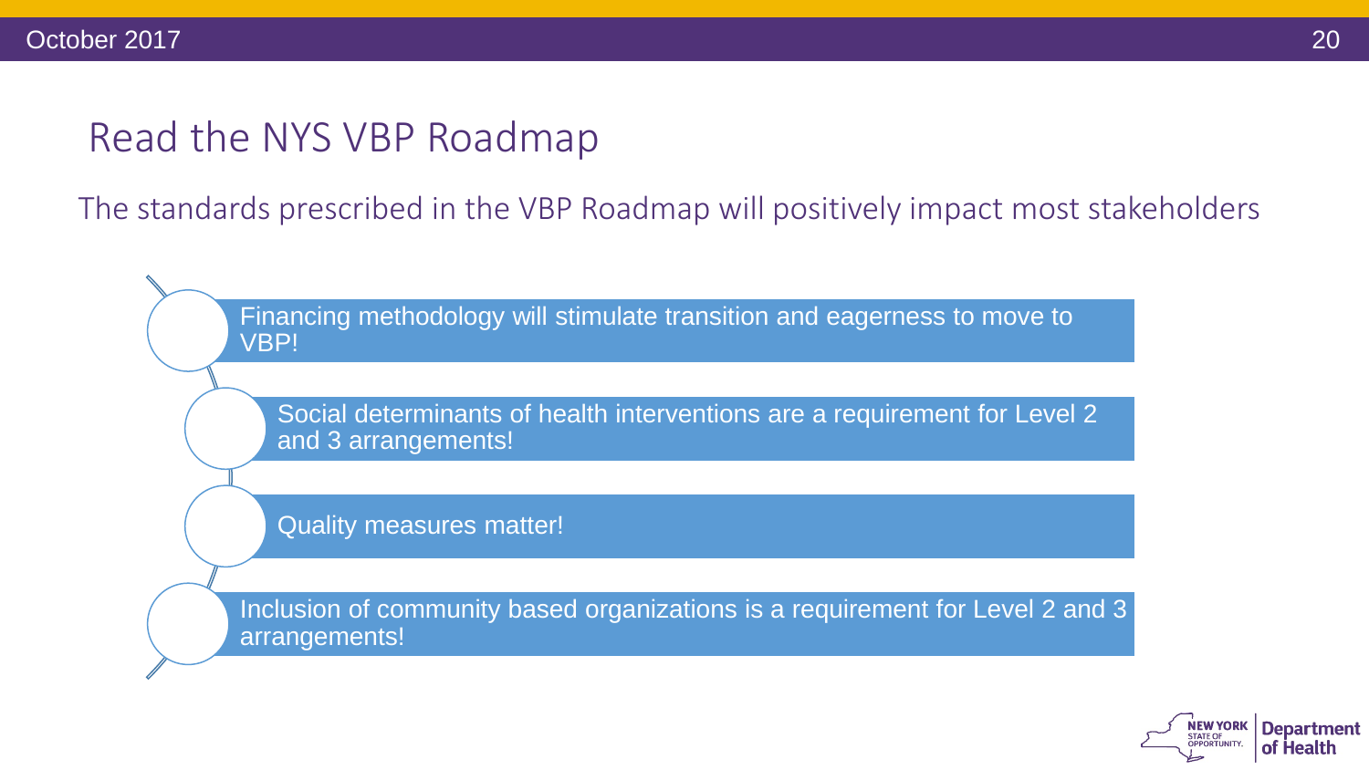# Read the NYS VBP Roadmap

The standards prescribed in the VBP Roadmap will positively impact most stakeholders

- Financing methodology will stimulate transition and eagerness to move to VBP!
- Social determinants of health interventions are a requirement for Level 2 and 3 arrangements!
- Quality measures matter!
- Inclusion of community based organizations is a requirement for Level 2 and 3 arrangements!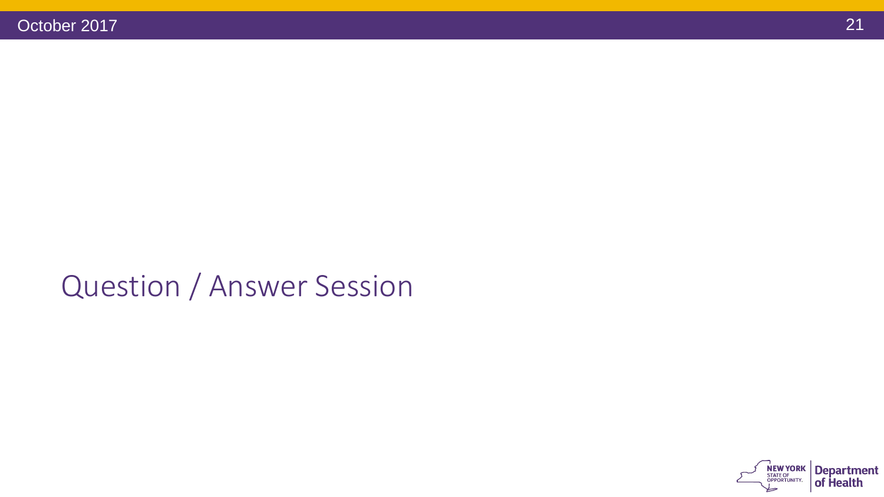# Question / Answer Session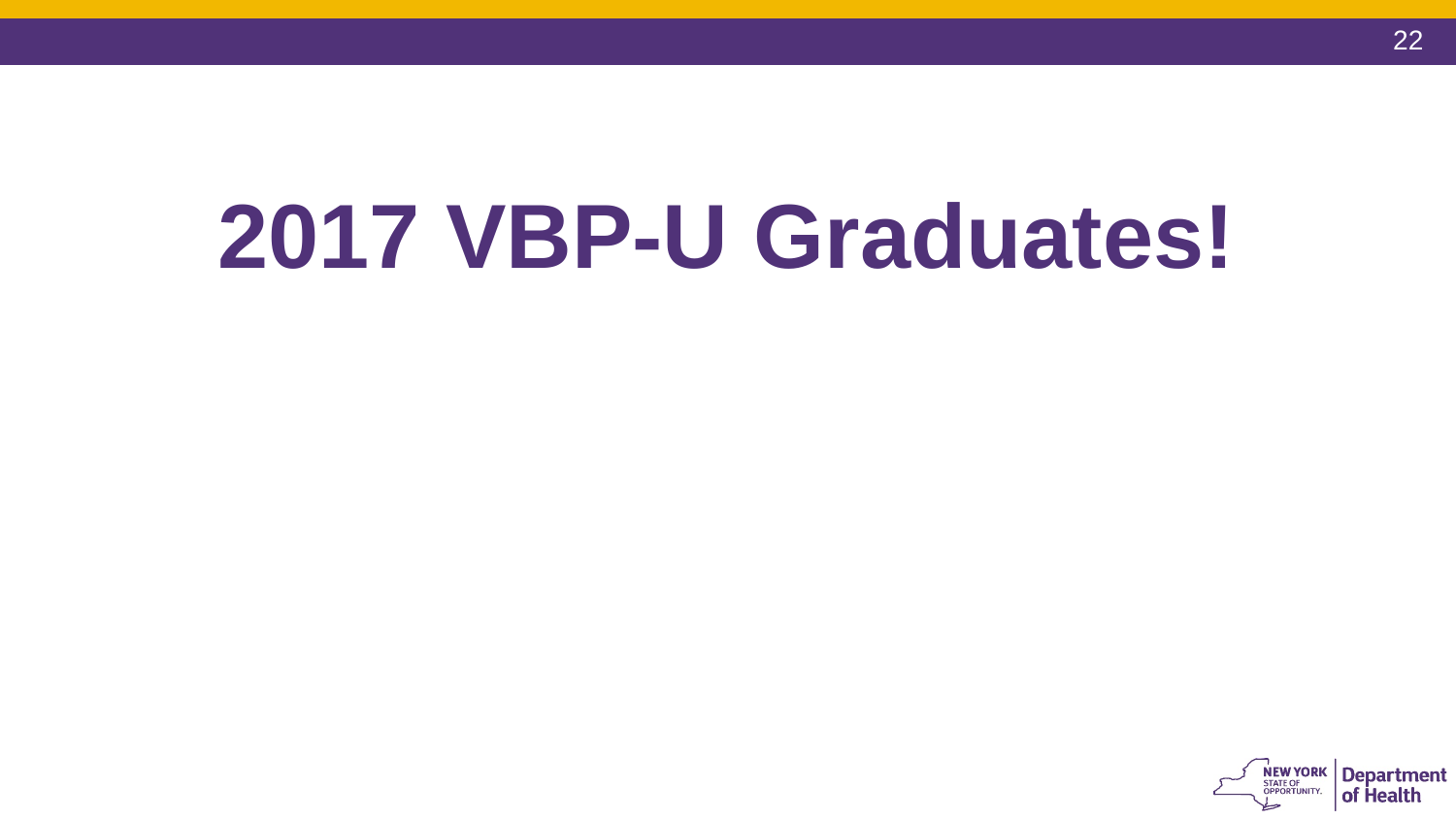# 2017 VBP-U Graduates!